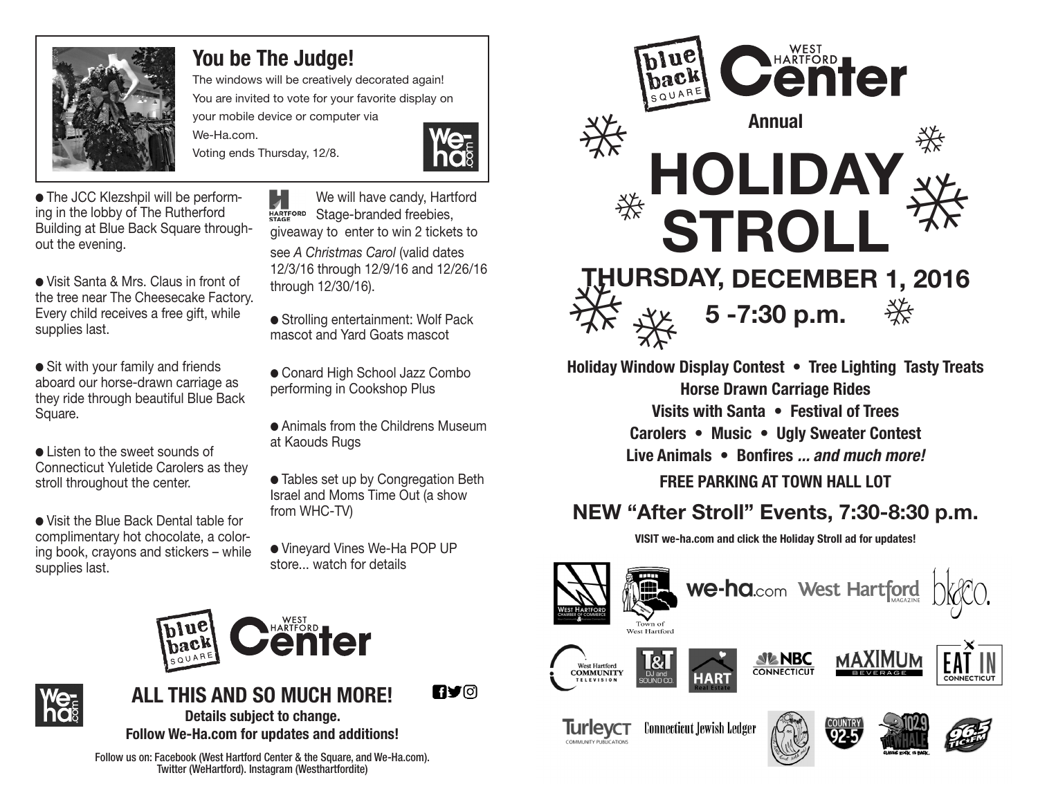## You be The Judge!

The windows will be creatively decorated again!
You are invited to vote for your favorite display on your mobile device or computer via We-Ha.com.
Voting ends Thursday, 12/8.

- The JCC Klezshpil will be performing in the lobby of The Rutherford Building at Blue Back Square throughout the evening.
- Visit Santa & Mrs. Claus in front of the tree near The Cheesecake Factory. Every child receives a free gift, while supplies last.
- Sit with your family and friends aboard our horse-drawn carriage as they ride through beautiful Blue Back Square.
- Listen to the sweet sounds of Connecticut Yuletide Carolers as they stroll throughout the center.
- Visit the Blue Back Dental table for complimentary hot chocolate, a coloring book, crayons and stickers – while supplies last.

We will have candy, Hartford Stage-branded freebies, giveaway to enter to win 2 tickets to see *A Christmas Carol* (valid dates 12/3/16 through 12/9/16 and 12/26/16 through 12/30/16).

- Strolling entertainment: Wolf Pack mascot and Yard Goats mascot
- Conard High School Jazz Combo performing in Cookshop Plus
- Animals from the Childrens Museum at Kaouds Rugs
- Tables set up by Congregation Beth Israel and Moms Time Out (a show from WHC-TV)
- Vineyard Vines We-Ha POP UP store... watch for details

## ALL THIS AND SO MUCH MORE!

**Details subject to change.**
**Follow We-Ha.com for updates and additions!**

Follow us on: Facebook (West Hartford Center & the Square, and We-Ha.com). Twitter (WeHartford). Instagram (Westhartfordite)

blue back SQUARE — WEST HARTFORD Center

**Annual**

# HOLIDAY STROLL

## THURSDAY, DECEMBER 1, 2016

## 5 -7:30 p.m.

**Holiday Window Display Contest • Tree Lighting Tasty Treats**
**Horse Drawn Carriage Rides**
**Visits with Santa • Festival of Trees**
**Carolers • Music • Ugly Sweater Contest**
**Live Animals • Bonfires *... and much more!***

**FREE PARKING AT TOWN HALL LOT**

## NEW "After Stroll" Events, 7:30-8:30 p.m.

**VISIT we-ha.com and click the Holiday Stroll ad for updates!**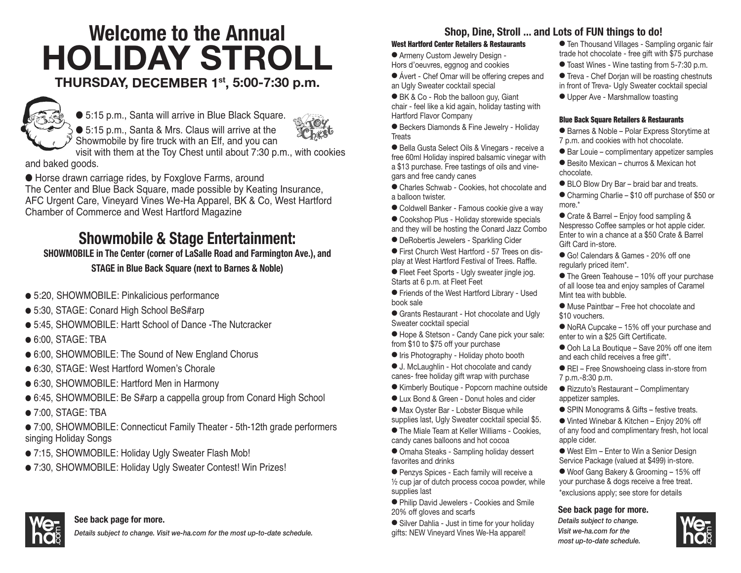# Welcome to the Annual HOLIDAY STROLL

## THURSDAY, DECEMBER 1st, 5:00-7:30 p.m.

- 5:15 p.m., Santa will arrive in Blue Black Square.
- 5:15 p.m., Santa & Mrs. Claus will arrive at the Showmobile by fire truck with an Elf, and you can visit with them at the Toy Chest until about 7:30 p.m., with cookies and baked goods.

- Horse drawn carriage rides, by Foxglove Farms, around The Center and Blue Back Square, made possible by Keating Insurance, AFC Urgent Care, Vineyard Vines We-Ha Apparel, BK & Co, West Hartford Chamber of Commerce and West Hartford Magazine

## Showmobile & Stage Entertainment:

**SHOWMOBILE in The Center (corner of LaSalle Road and Farmington Ave.), and**

**STAGE in Blue Back Square (next to Barnes & Noble)**

- 5:20, SHOWMOBILE: Pinkalicious performance
- 5:30, STAGE: Conard High School BeS#arp
- 5:45, SHOWMOBILE: Hartt School of Dance -The Nutcracker
- 6:00, STAGE: TBA
- 6:00, SHOWMOBILE: The Sound of New England Chorus
- 6:30, STAGE: West Hartford Women's Chorale
- 6:30, SHOWMOBILE: Hartford Men in Harmony
- 6:45, SHOWMOBILE: Be S#arp a cappella group from Conard High School
- 7:00, STAGE: TBA
- 7:00, SHOWMOBILE: Connecticut Family Theater - 5th-12th grade performers singing Holiday Songs
- 7:15, SHOWMOBILE: Holiday Ugly Sweater Flash Mob!
- 7:30, SHOWMOBILE: Holiday Ugly Sweater Contest! Win Prizes!

**See back page for more.**

*Details subject to change. Visit we-ha.com for the most up-to-date schedule.*

## Shop, Dine, Stroll ... and Lots of FUN things to do!

### West Hartford Center Retailers & Restaurants

- Armeny Custom Jewelry Design - Hors d'oeuvres, eggnog and cookies
- Ávert - Chef Omar will be offering crepes and an Ugly Sweater cocktail special
- BK & Co - Rob the balloon guy, Giant chair - feel like a kid again, holiday tasting with Hartford Flavor Company
- Beckers Diamonds & Fine Jewelry - Holiday Treats
- Bella Gusta Select Oils & Vinegars - receive a free 60ml Holiday inspired balsamic vinegar with a $13 purchase. Free tastings of oils and vinegars and free candy canes
- Charles Schwab - Cookies, hot chocolate and a balloon twister.
- Coldwell Banker - Famous cookie give a way
- Cookshop Plus - Holiday storewide specials and they will be hosting the Conard Jazz Combo
- DeRobertis Jewelers - Sparkling Cider
- First Church West Hartford - 57 Trees on display at West Hartford Festival of Trees. Raffle.
- Fleet Feet Sports - Ugly sweater jingle jog. Starts at 6 p.m. at Fleet Feet
- Friends of the West Hartford Library - Used book sale
- Grants Restaurant - Hot chocolate and Ugly Sweater cocktail special
- Hope & Stetson - Candy Cane pick your sale: from $10 to $75 off your purchase
- Iris Photography - Holiday photo booth
- J. McLaughlin - Hot chocolate and candy canes- free holiday gift wrap with purchase
- Kimberly Boutique - Popcorn machine outside
- Lux Bond & Green - Donut holes and cider
- Max Oyster Bar - Lobster Bisque while supplies last, Ugly Sweater cocktail special $5.
- The Miale Team at Keller Williams - Cookies, candy canes balloons and hot cocoa
- Omaha Steaks - Sampling holiday dessert favorites and drinks
- Penzys Spices - Each family will receive a ½ cup jar of dutch process cocoa powder, while supplies last
- Philip David Jewelers - Cookies and Smile 20% off gloves and scarfs
- Silver Dahlia - Just in time for your holiday gifts: NEW Vineyard Vines We-Ha apparel!
- Ten Thousand Villages - Sampling organic fair trade hot chocolate - free gift with $75 purchase
- Toast Wines - Wine tasting from 5-7:30 p.m.
- Treva - Chef Dorjan will be roasting chestnuts in front of Treva- Ugly Sweater cocktail special
- Upper Ave - Marshmallow toasting

### Blue Back Square Retailers & Restaurants

- Barnes & Noble – Polar Express Storytime at 7 p.m. and cookies with hot chocolate.
- Bar Louie – complimentary appetizer samples
- Besito Mexican – churros & Mexican hot chocolate.
- BLO Blow Dry Bar – braid bar and treats.
- Charming Charlie – $10 off purchase of $50 or more.*
- Crate & Barrel – Enjoy food sampling & Nespresso Coffee samples or hot apple cider. Enter to win a chance at a $50 Crate & Barrel Gift Card in-store.
- Go! Calendars & Games - 20% off one regularly priced item*.
- The Green Teahouse – 10% off your purchase of all loose tea and enjoy samples of Caramel Mint tea with bubble.
- Muse Paintbar – Free hot chocolate and $10 vouchers.
- NoRA Cupcake – 15% off your purchase and enter to win a $25 Gift Certificate.
- Ooh La La Boutique – Save 20% off one item and each child receives a free gift*.
- REI – Free Snowshoeing class in-store from 7 p.m.-8:30 p.m.
- Rizzuto's Restaurant – Complimentary appetizer samples.
- SPIN Monograms & Gifts – festive treats.
- Vinted Winebar & Kitchen – Enjoy 20% off of any food and complimentary fresh, hot local apple cider.
- West Elm – Enter to Win a Senior Design Service Package (valued at $499) in-store.
- Woof Gang Bakery & Grooming – 15% off your purchase & dogs receive a free treat.

*exclusions apply; see store for details

**See back page for more.**

*Details subject to change. Visit we-ha.com for the most up-to-date schedule.*